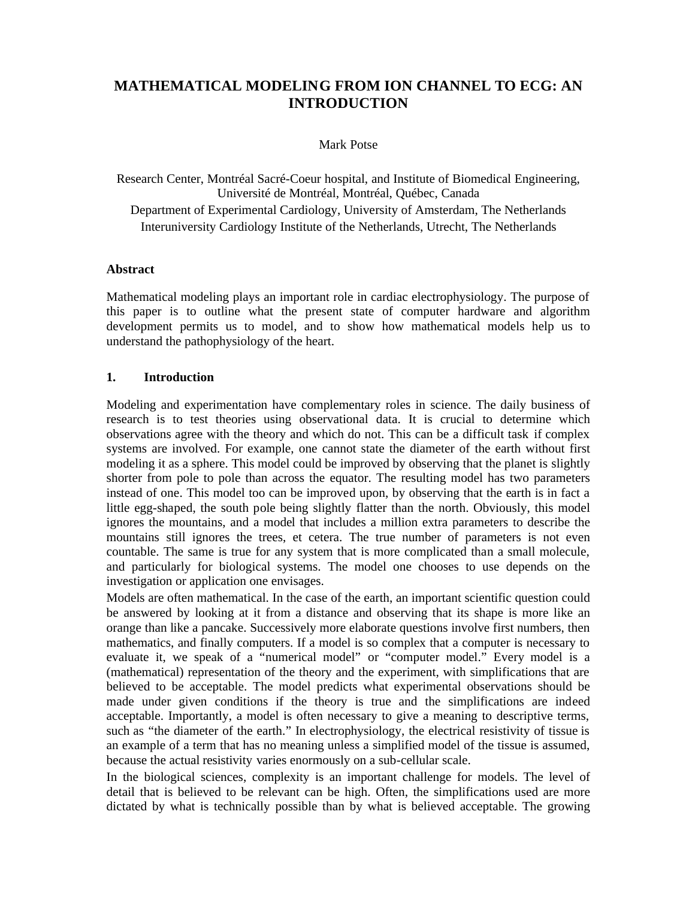# MATHEMATICAL MODELING FROM ION CHANNEL TO ECG: AN INTRODUCTION

Mark Potse

Research Center, Montréal Sacré-Coeur hospital, and Institute of Biomedical Engineering, Université de Montréal, Montréal, Québec, Canada
Department of Experimental Cardiology, University of Amsterdam, The Netherlands
Interuniversity Cardiology Institute of the Netherlands, Utrecht, The Netherlands

**Abstract**

Mathematical modeling plays an important role in cardiac electrophysiology. The purpose of this paper is to outline what the present state of computer hardware and algorithm development permits us to model, and to show how mathematical models help us to understand the pathophysiology of the heart.

## 1. Introduction

Modeling and experimentation have complementary roles in science. The daily business of research is to test theories using observational data. It is crucial to determine which observations agree with the theory and which do not. This can be a difficult task if complex systems are involved. For example, one cannot state the diameter of the earth without first modeling it as a sphere. This model could be improved by observing that the planet is slightly shorter from pole to pole than across the equator. The resulting model has two parameters instead of one. This model too can be improved upon, by observing that the earth is in fact a little egg-shaped, the south pole being slightly flatter than the north. Obviously, this model ignores the mountains, and a model that includes a million extra parameters to describe the mountains still ignores the trees, et cetera. The true number of parameters is not even countable. The same is true for any system that is more complicated than a small molecule, and particularly for biological systems. The model one chooses to use depends on the investigation or application one envisages.

Models are often mathematical. In the case of the earth, an important scientific question could be answered by looking at it from a distance and observing that its shape is more like an orange than like a pancake. Successively more elaborate questions involve first numbers, then mathematics, and finally computers. If a model is so complex that a computer is necessary to evaluate it, we speak of a "numerical model" or "computer model." Every model is a (mathematical) representation of the theory and the experiment, with simplifications that are believed to be acceptable. The model predicts what experimental observations should be made under given conditions if the theory is true and the simplifications are indeed acceptable. Importantly, a model is often necessary to give a meaning to descriptive terms, such as "the diameter of the earth." In electrophysiology, the electrical resistivity of tissue is an example of a term that has no meaning unless a simplified model of the tissue is assumed, because the actual resistivity varies enormously on a sub-cellular scale.

In the biological sciences, complexity is an important challenge for models. The level of detail that is believed to be relevant can be high. Often, the simplifications used are more dictated by what is technically possible than by what is believed acceptable. The growing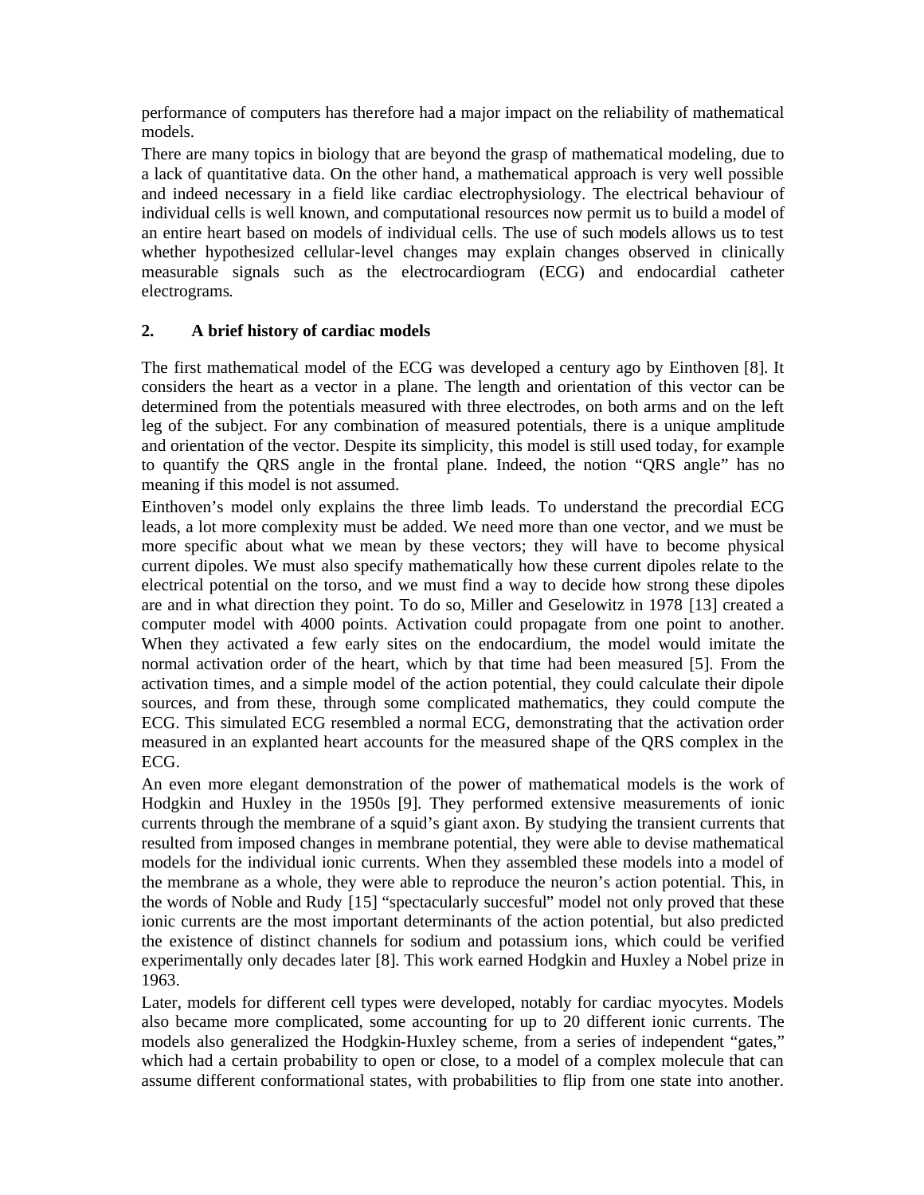performance of computers has therefore had a major impact on the reliability of mathematical models.

There are many topics in biology that are beyond the grasp of mathematical modeling, due to a lack of quantitative data. On the other hand, a mathematical approach is very well possible and indeed necessary in a field like cardiac electrophysiology. The electrical behaviour of individual cells is well known, and computational resources now permit us to build a model of an entire heart based on models of individual cells. The use of such models allows us to test whether hypothesized cellular-level changes may explain changes observed in clinically measurable signals such as the electrocardiogram (ECG) and endocardial catheter electrograms.

## 2. A brief history of cardiac models

The first mathematical model of the ECG was developed a century ago by Einthoven [8]. It considers the heart as a vector in a plane. The length and orientation of this vector can be determined from the potentials measured with three electrodes, on both arms and on the left leg of the subject. For any combination of measured potentials, there is a unique amplitude and orientation of the vector. Despite its simplicity, this model is still used today, for example to quantify the QRS angle in the frontal plane. Indeed, the notion "QRS angle" has no meaning if this model is not assumed.

Einthoven's model only explains the three limb leads. To understand the precordial ECG leads, a lot more complexity must be added. We need more than one vector, and we must be more specific about what we mean by these vectors; they will have to become physical current dipoles. We must also specify mathematically how these current dipoles relate to the electrical potential on the torso, and we must find a way to decide how strong these dipoles are and in what direction they point. To do so, Miller and Geselowitz in 1978 [13] created a computer model with 4000 points. Activation could propagate from one point to another. When they activated a few early sites on the endocardium, the model would imitate the normal activation order of the heart, which by that time had been measured [5]. From the activation times, and a simple model of the action potential, they could calculate their dipole sources, and from these, through some complicated mathematics, they could compute the ECG. This simulated ECG resembled a normal ECG, demonstrating that the activation order measured in an explanted heart accounts for the measured shape of the QRS complex in the ECG.

An even more elegant demonstration of the power of mathematical models is the work of Hodgkin and Huxley in the 1950s [9]. They performed extensive measurements of ionic currents through the membrane of a squid's giant axon. By studying the transient currents that resulted from imposed changes in membrane potential, they were able to devise mathematical models for the individual ionic currents. When they assembled these models into a model of the membrane as a whole, they were able to reproduce the neuron's action potential. This, in the words of Noble and Rudy [15] "spectacularly succesful" model not only proved that these ionic currents are the most important determinants of the action potential, but also predicted the existence of distinct channels for sodium and potassium ions, which could be verified experimentally only decades later [8]. This work earned Hodgkin and Huxley a Nobel prize in 1963.

Later, models for different cell types were developed, notably for cardiac myocytes. Models also became more complicated, some accounting for up to 20 different ionic currents. The models also generalized the Hodgkin-Huxley scheme, from a series of independent "gates," which had a certain probability to open or close, to a model of a complex molecule that can assume different conformational states, with probabilities to flip from one state into another.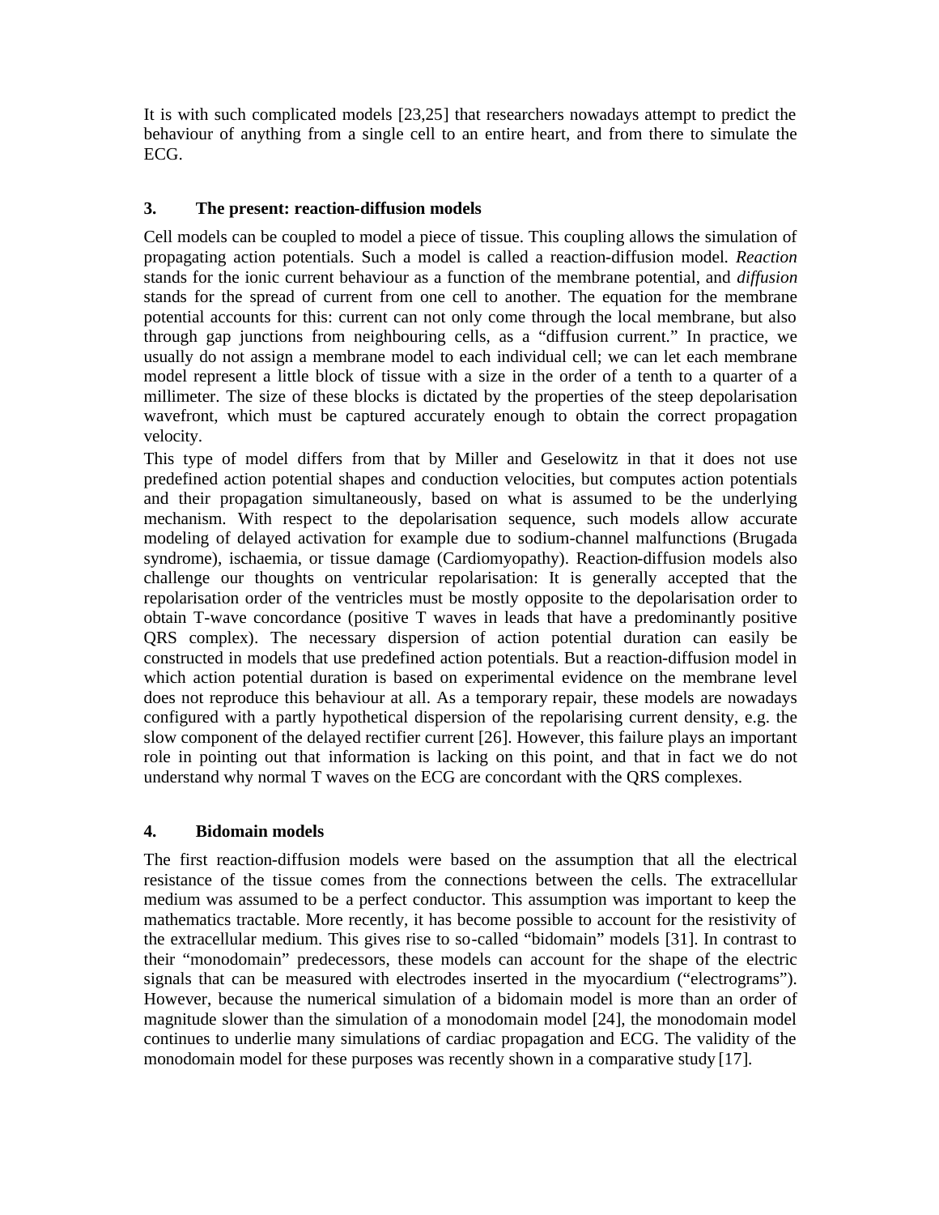It is with such complicated models [23,25] that researchers nowadays attempt to predict the behaviour of anything from a single cell to an entire heart, and from there to simulate the ECG.

## 3. The present: reaction-diffusion models

Cell models can be coupled to model a piece of tissue. This coupling allows the simulation of propagating action potentials. Such a model is called a reaction-diffusion model. *Reaction* stands for the ionic current behaviour as a function of the membrane potential, and *diffusion* stands for the spread of current from one cell to another. The equation for the membrane potential accounts for this: current can not only come through the local membrane, but also through gap junctions from neighbouring cells, as a "diffusion current." In practice, we usually do not assign a membrane model to each individual cell; we can let each membrane model represent a little block of tissue with a size in the order of a tenth to a quarter of a millimeter. The size of these blocks is dictated by the properties of the steep depolarisation wavefront, which must be captured accurately enough to obtain the correct propagation velocity.

This type of model differs from that by Miller and Geselowitz in that it does not use predefined action potential shapes and conduction velocities, but computes action potentials and their propagation simultaneously, based on what is assumed to be the underlying mechanism. With respect to the depolarisation sequence, such models allow accurate modeling of delayed activation for example due to sodium-channel malfunctions (Brugada syndrome), ischaemia, or tissue damage (Cardiomyopathy). Reaction-diffusion models also challenge our thoughts on ventricular repolarisation: It is generally accepted that the repolarisation order of the ventricles must be mostly opposite to the depolarisation order to obtain T-wave concordance (positive T waves in leads that have a predominantly positive QRS complex). The necessary dispersion of action potential duration can easily be constructed in models that use predefined action potentials. But a reaction-diffusion model in which action potential duration is based on experimental evidence on the membrane level does not reproduce this behaviour at all. As a temporary repair, these models are nowadays configured with a partly hypothetical dispersion of the repolarising current density, e.g. the slow component of the delayed rectifier current [26]. However, this failure plays an important role in pointing out that information is lacking on this point, and that in fact we do not understand why normal T waves on the ECG are concordant with the QRS complexes.

## 4. Bidomain models

The first reaction-diffusion models were based on the assumption that all the electrical resistance of the tissue comes from the connections between the cells. The extracellular medium was assumed to be a perfect conductor. This assumption was important to keep the mathematics tractable. More recently, it has become possible to account for the resistivity of the extracellular medium. This gives rise to so-called "bidomain" models [31]. In contrast to their "monodomain" predecessors, these models can account for the shape of the electric signals that can be measured with electrodes inserted in the myocardium ("electrograms"). However, because the numerical simulation of a bidomain model is more than an order of magnitude slower than the simulation of a monodomain model [24], the monodomain model continues to underlie many simulations of cardiac propagation and ECG. The validity of the monodomain model for these purposes was recently shown in a comparative study [17].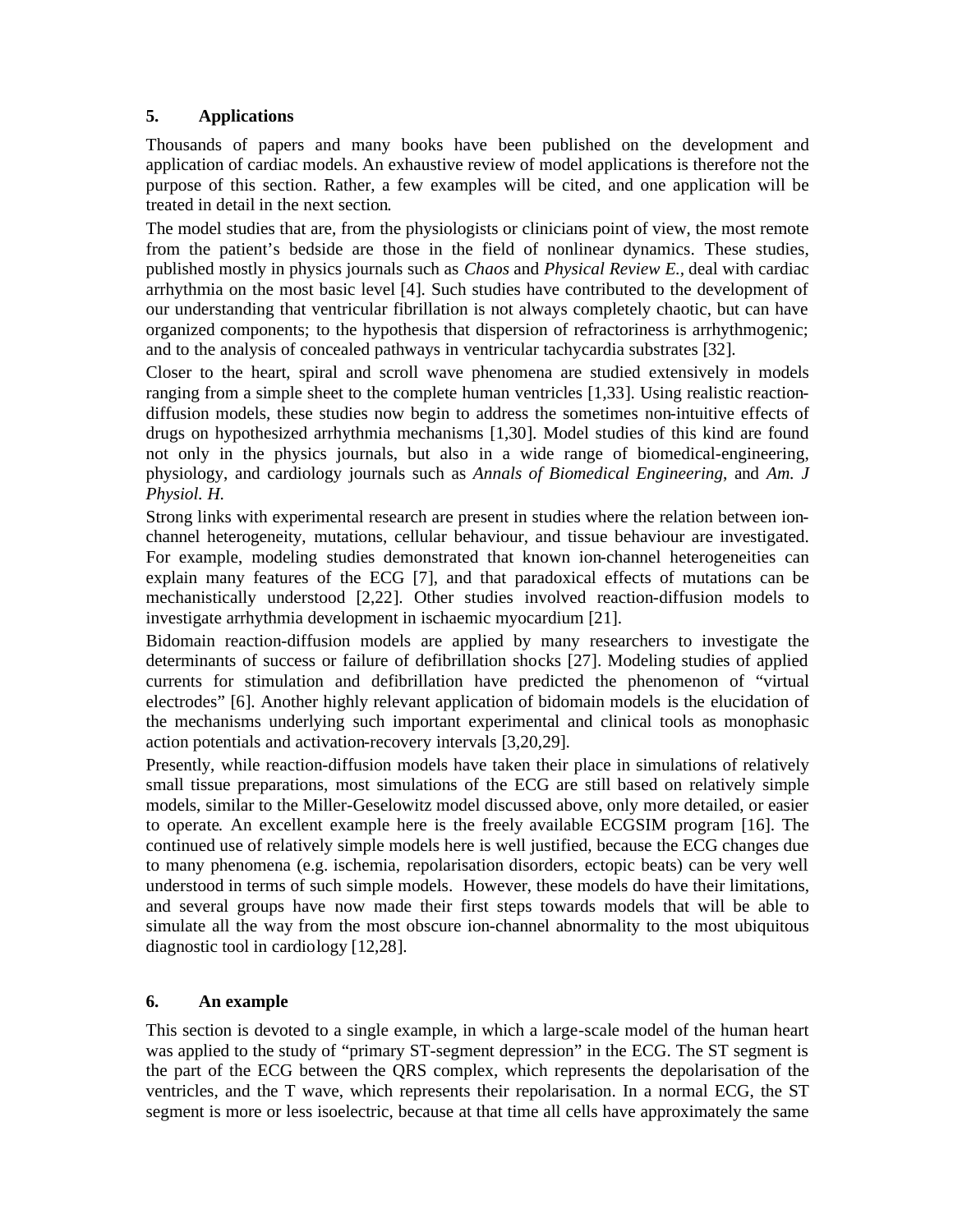## 5. Applications

Thousands of papers and many books have been published on the development and application of cardiac models. An exhaustive review of model applications is therefore not the purpose of this section. Rather, a few examples will be cited, and one application will be treated in detail in the next section.

The model studies that are, from the physiologists or clinicians point of view, the most remote from the patient's bedside are those in the field of nonlinear dynamics. These studies, published mostly in physics journals such as *Chaos* and *Physical Review E.*, deal with cardiac arrhythmia on the most basic level [4]. Such studies have contributed to the development of our understanding that ventricular fibrillation is not always completely chaotic, but can have organized components; to the hypothesis that dispersion of refractoriness is arrhythmogenic; and to the analysis of concealed pathways in ventricular tachycardia substrates [32].

Closer to the heart, spiral and scroll wave phenomena are studied extensively in models ranging from a simple sheet to the complete human ventricles [1,33]. Using realistic reaction-diffusion models, these studies now begin to address the sometimes non-intuitive effects of drugs on hypothesized arrhythmia mechanisms [1,30]. Model studies of this kind are found not only in the physics journals, but also in a wide range of biomedical-engineering, physiology, and cardiology journals such as *Annals of Biomedical Engineering*, and *Am. J Physiol. H.*

Strong links with experimental research are present in studies where the relation between ion-channel heterogeneity, mutations, cellular behaviour, and tissue behaviour are investigated. For example, modeling studies demonstrated that known ion-channel heterogeneities can explain many features of the ECG [7], and that paradoxical effects of mutations can be mechanistically understood [2,22]. Other studies involved reaction-diffusion models to investigate arrhythmia development in ischaemic myocardium [21].

Bidomain reaction-diffusion models are applied by many researchers to investigate the determinants of success or failure of defibrillation shocks [27]. Modeling studies of applied currents for stimulation and defibrillation have predicted the phenomenon of "virtual electrodes" [6]. Another highly relevant application of bidomain models is the elucidation of the mechanisms underlying such important experimental and clinical tools as monophasic action potentials and activation-recovery intervals [3,20,29].

Presently, while reaction-diffusion models have taken their place in simulations of relatively small tissue preparations, most simulations of the ECG are still based on relatively simple models, similar to the Miller-Geselowitz model discussed above, only more detailed, or easier to operate. An excellent example here is the freely available ECGSIM program [16]. The continued use of relatively simple models here is well justified, because the ECG changes due to many phenomena (e.g. ischemia, repolarisation disorders, ectopic beats) can be very well understood in terms of such simple models. However, these models do have their limitations, and several groups have now made their first steps towards models that will be able to simulate all the way from the most obscure ion-channel abnormality to the most ubiquitous diagnostic tool in cardiology [12,28].

## 6. An example

This section is devoted to a single example, in which a large-scale model of the human heart was applied to the study of "primary ST-segment depression" in the ECG. The ST segment is the part of the ECG between the QRS complex, which represents the depolarisation of the ventricles, and the T wave, which represents their repolarisation. In a normal ECG, the ST segment is more or less isoelectric, because at that time all cells have approximately the same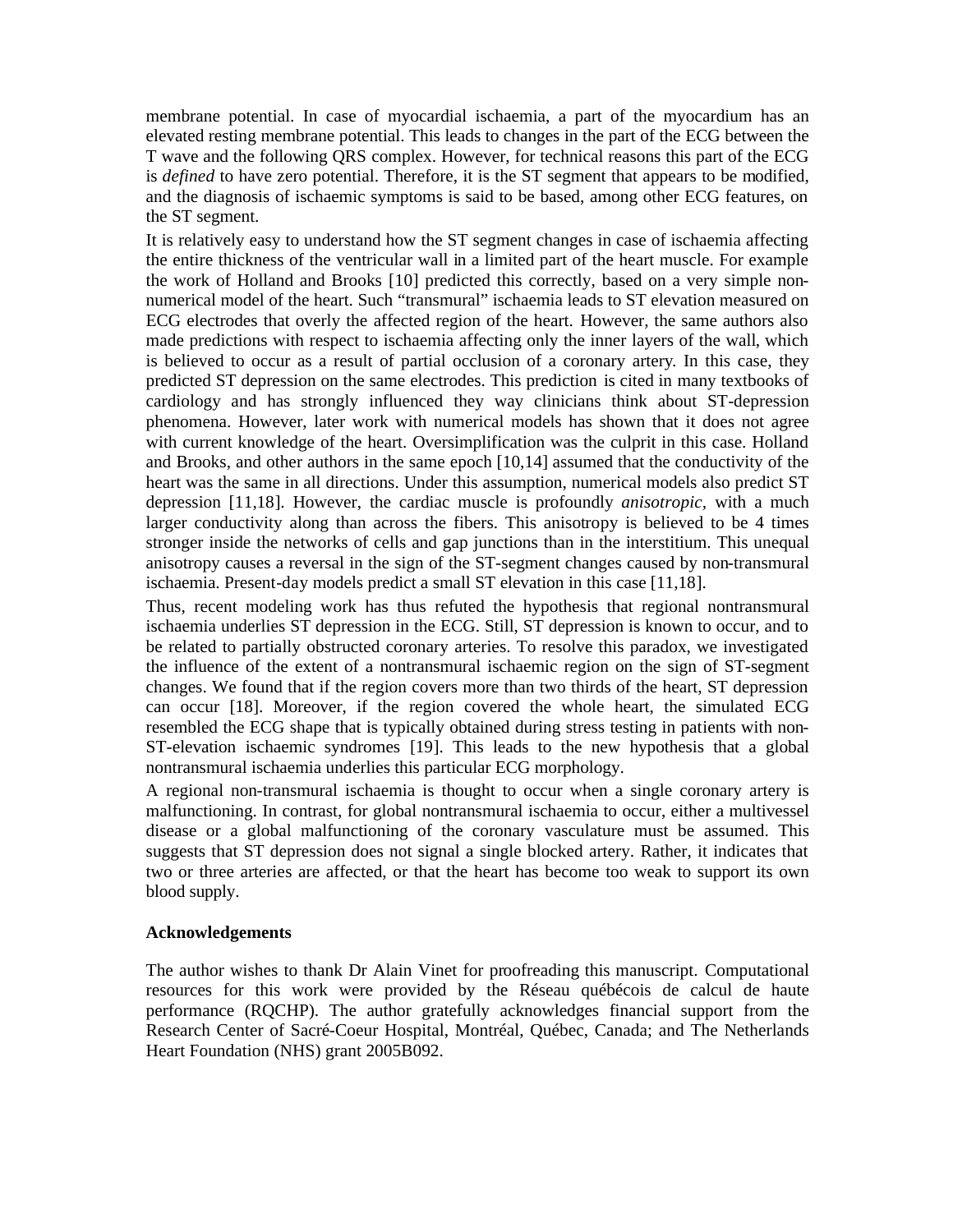membrane potential. In case of myocardial ischaemia, a part of the myocardium has an elevated resting membrane potential. This leads to changes in the part of the ECG between the T wave and the following QRS complex. However, for technical reasons this part of the ECG is *defined* to have zero potential. Therefore, it is the ST segment that appears to be modified, and the diagnosis of ischaemic symptoms is said to be based, among other ECG features, on the ST segment.

It is relatively easy to understand how the ST segment changes in case of ischaemia affecting the entire thickness of the ventricular wall in a limited part of the heart muscle. For example the work of Holland and Brooks [10] predicted this correctly, based on a very simple non-numerical model of the heart. Such "transmural" ischaemia leads to ST elevation measured on ECG electrodes that overly the affected region of the heart. However, the same authors also made predictions with respect to ischaemia affecting only the inner layers of the wall, which is believed to occur as a result of partial occlusion of a coronary artery. In this case, they predicted ST depression on the same electrodes. This prediction is cited in many textbooks of cardiology and has strongly influenced they way clinicians think about ST-depression phenomena. However, later work with numerical models has shown that it does not agree with current knowledge of the heart. Oversimplification was the culprit in this case. Holland and Brooks, and other authors in the same epoch [10,14] assumed that the conductivity of the heart was the same in all directions. Under this assumption, numerical models also predict ST depression [11,18]. However, the cardiac muscle is profoundly *anisotropic*, with a much larger conductivity along than across the fibers. This anisotropy is believed to be 4 times stronger inside the networks of cells and gap junctions than in the interstitium. This unequal anisotropy causes a reversal in the sign of the ST-segment changes caused by non-transmural ischaemia. Present-day models predict a small ST elevation in this case [11,18].

Thus, recent modeling work has thus refuted the hypothesis that regional nontransmural ischaemia underlies ST depression in the ECG. Still, ST depression is known to occur, and to be related to partially obstructed coronary arteries. To resolve this paradox, we investigated the influence of the extent of a nontransmural ischaemic region on the sign of ST-segment changes. We found that if the region covers more than two thirds of the heart, ST depression can occur [18]. Moreover, if the region covered the whole heart, the simulated ECG resembled the ECG shape that is typically obtained during stress testing in patients with non-ST-elevation ischaemic syndromes [19]. This leads to the new hypothesis that a global nontransmural ischaemia underlies this particular ECG morphology.

A regional non-transmural ischaemia is thought to occur when a single coronary artery is malfunctioning. In contrast, for global nontransmural ischaemia to occur, either a multivessel disease or a global malfunctioning of the coronary vasculature must be assumed. This suggests that ST depression does not signal a single blocked artery. Rather, it indicates that two or three arteries are affected, or that the heart has become too weak to support its own blood supply.

### Acknowledgements

The author wishes to thank Dr Alain Vinet for proofreading this manuscript. Computational resources for this work were provided by the Réseau québécois de calcul de haute performance (RQCHP). The author gratefully acknowledges financial support from the Research Center of Sacré-Coeur Hospital, Montréal, Québec, Canada; and The Netherlands Heart Foundation (NHS) grant 2005B092.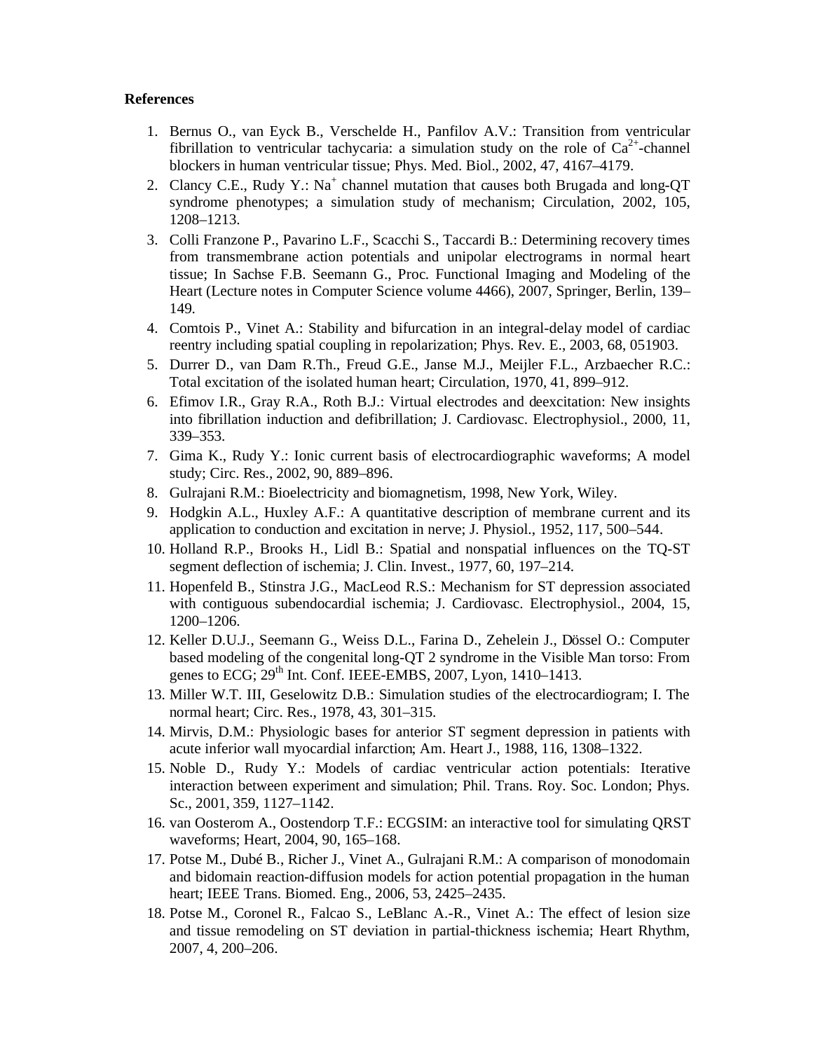**References**

1. Bernus O., van Eyck B., Verschelde H., Panfilov A.V.: Transition from ventricular fibrillation to ventricular tachycaria: a simulation study on the role of $Ca^{2+}$-channel blockers in human ventricular tissue; Phys. Med. Biol., 2002, 47, 4167–4179.
2. Clancy C.E., Rudy Y.: $Na^{+}$ channel mutation that causes both Brugada and long-QT syndrome phenotypes; a simulation study of mechanism; Circulation, 2002, 105, 1208–1213.
3. Colli Franzone P., Pavarino L.F., Scacchi S., Taccardi B.: Determining recovery times from transmembrane action potentials and unipolar electrograms in normal heart tissue; In Sachse F.B. Seemann G., Proc. Functional Imaging and Modeling of the Heart (Lecture notes in Computer Science volume 4466), 2007, Springer, Berlin, 139–149.
4. Comtois P., Vinet A.: Stability and bifurcation in an integral-delay model of cardiac reentry including spatial coupling in repolarization; Phys. Rev. E., 2003, 68, 051903.
5. Durrer D., van Dam R.Th., Freud G.E., Janse M.J., Meijler F.L., Arzbaecher R.C.: Total excitation of the isolated human heart; Circulation, 1970, 41, 899–912.
6. Efimov I.R., Gray R.A., Roth B.J.: Virtual electrodes and deexcitation: New insights into fibrillation induction and defibrillation; J. Cardiovasc. Electrophysiol., 2000, 11, 339–353.
7. Gima K., Rudy Y.: Ionic current basis of electrocardiographic waveforms; A model study; Circ. Res., 2002, 90, 889–896.
8. Gulrajani R.M.: Bioelectricity and biomagnetism, 1998, New York, Wiley.
9. Hodgkin A.L., Huxley A.F.: A quantitative description of membrane current and its application to conduction and excitation in nerve; J. Physiol., 1952, 117, 500–544.
10. Holland R.P., Brooks H., Lidl B.: Spatial and nonspatial influences on the TQ-ST segment deflection of ischemia; J. Clin. Invest., 1977, 60, 197–214.
11. Hopenfeld B., Stinstra J.G., MacLeod R.S.: Mechanism for ST depression associated with contiguous subendocardial ischemia; J. Cardiovasc. Electrophysiol., 2004, 15, 1200–1206.
12. Keller D.U.J., Seemann G., Weiss D.L., Farina D., Zehelein J., Dössel O.: Computer based modeling of the congenital long-QT 2 syndrome in the Visible Man torso: From genes to ECG; 29th Int. Conf. IEEE-EMBS, 2007, Lyon, 1410–1413.
13. Miller W.T. III, Geselowitz D.B.: Simulation studies of the electrocardiogram; I. The normal heart; Circ. Res., 1978, 43, 301–315.
14. Mirvis, D.M.: Physiologic bases for anterior ST segment depression in patients with acute inferior wall myocardial infarction; Am. Heart J., 1988, 116, 1308–1322.
15. Noble D., Rudy Y.: Models of cardiac ventricular action potentials: Iterative interaction between experiment and simulation; Phil. Trans. Roy. Soc. London; Phys. Sc., 2001, 359, 1127–1142.
16. van Oosterom A., Oostendorp T.F.: ECGSIM: an interactive tool for simulating QRST waveforms; Heart, 2004, 90, 165–168.
17. Potse M., Dubé B., Richer J., Vinet A., Gulrajani R.M.: A comparison of monodomain and bidomain reaction-diffusion models for action potential propagation in the human heart; IEEE Trans. Biomed. Eng., 2006, 53, 2425–2435.
18. Potse M., Coronel R., Falcao S., LeBlanc A.-R., Vinet A.: The effect of lesion size and tissue remodeling on ST deviation in partial-thickness ischemia; Heart Rhythm, 2007, 4, 200–206.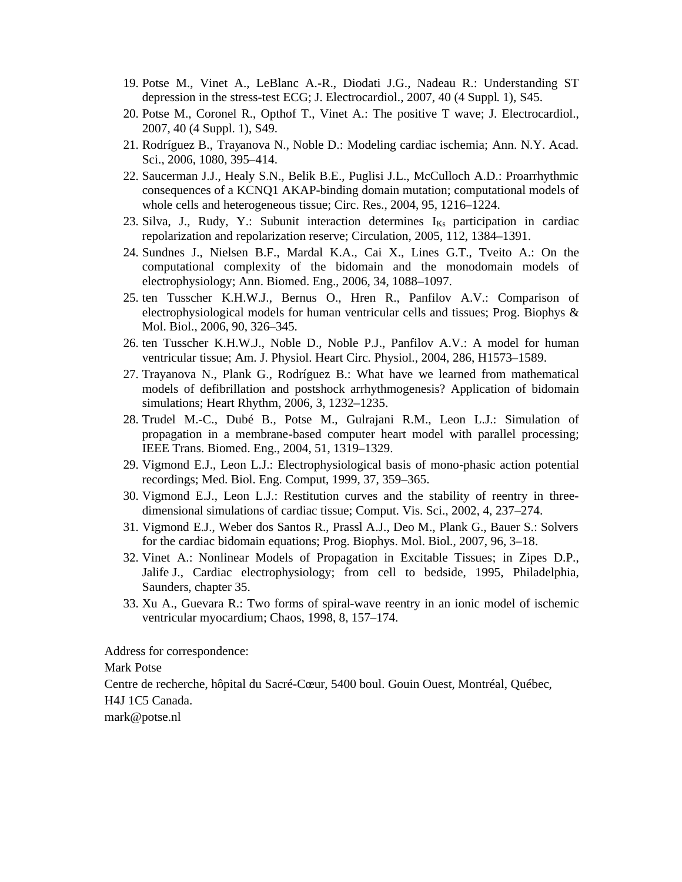19. Potse M., Vinet A., LeBlanc A.-R., Diodati J.G., Nadeau R.: Understanding ST depression in the stress-test ECG; J. Electrocardiol., 2007, 40 (4 Suppl. 1), S45.
20. Potse M., Coronel R., Opthof T., Vinet A.: The positive T wave; J. Electrocardiol., 2007, 40 (4 Suppl. 1), S49.
21. Rodríguez B., Trayanova N., Noble D.: Modeling cardiac ischemia; Ann. N.Y. Acad. Sci., 2006, 1080, 395–414.
22. Saucerman J.J., Healy S.N., Belik B.E., Puglisi J.L., McCulloch A.D.: Proarrhythmic consequences of a KCNQ1 AKAP-binding domain mutation; computational models of whole cells and heterogeneous tissue; Circ. Res., 2004, 95, 1216–1224.
23. Silva, J., Rudy, Y.: Subunit interaction determines $I_{Ks}$ participation in cardiac repolarization and repolarization reserve; Circulation, 2005, 112, 1384–1391.
24. Sundnes J., Nielsen B.F., Mardal K.A., Cai X., Lines G.T., Tveito A.: On the computational complexity of the bidomain and the monodomain models of electrophysiology; Ann. Biomed. Eng., 2006, 34, 1088–1097.
25. ten Tusscher K.H.W.J., Bernus O., Hren R., Panfilov A.V.: Comparison of electrophysiological models for human ventricular cells and tissues; Prog. Biophys & Mol. Biol., 2006, 90, 326–345.
26. ten Tusscher K.H.W.J., Noble D., Noble P.J., Panfilov A.V.: A model for human ventricular tissue; Am. J. Physiol. Heart Circ. Physiol., 2004, 286, H1573–1589.
27. Trayanova N., Plank G., Rodríguez B.: What have we learned from mathematical models of defibrillation and postshock arrhythmogenesis? Application of bidomain simulations; Heart Rhythm, 2006, 3, 1232–1235.
28. Trudel M.-C., Dubé B., Potse M., Gulrajani R.M., Leon L.J.: Simulation of propagation in a membrane-based computer heart model with parallel processing; IEEE Trans. Biomed. Eng., 2004, 51, 1319–1329.
29. Vigmond E.J., Leon L.J.: Electrophysiological basis of mono-phasic action potential recordings; Med. Biol. Eng. Comput, 1999, 37, 359–365.
30. Vigmond E.J., Leon L.J.: Restitution curves and the stability of reentry in three-dimensional simulations of cardiac tissue; Comput. Vis. Sci., 2002, 4, 237–274.
31. Vigmond E.J., Weber dos Santos R., Prassl A.J., Deo M., Plank G., Bauer S.: Solvers for the cardiac bidomain equations; Prog. Biophys. Mol. Biol., 2007, 96, 3–18.
32. Vinet A.: Nonlinear Models of Propagation in Excitable Tissues; in Zipes D.P., Jalife J., Cardiac electrophysiology; from cell to bedside, 1995, Philadelphia, Saunders, chapter 35.
33. Xu A., Guevara R.: Two forms of spiral-wave reentry in an ionic model of ischemic ventricular myocardium; Chaos, 1998, 8, 157–174.

Address for correspondence:
Mark Potse
Centre de recherche, hôpital du Sacré-Cœur, 5400 boul. Gouin Ouest, Montréal, Québec, H4J 1C5 Canada.
mark@potse.nl